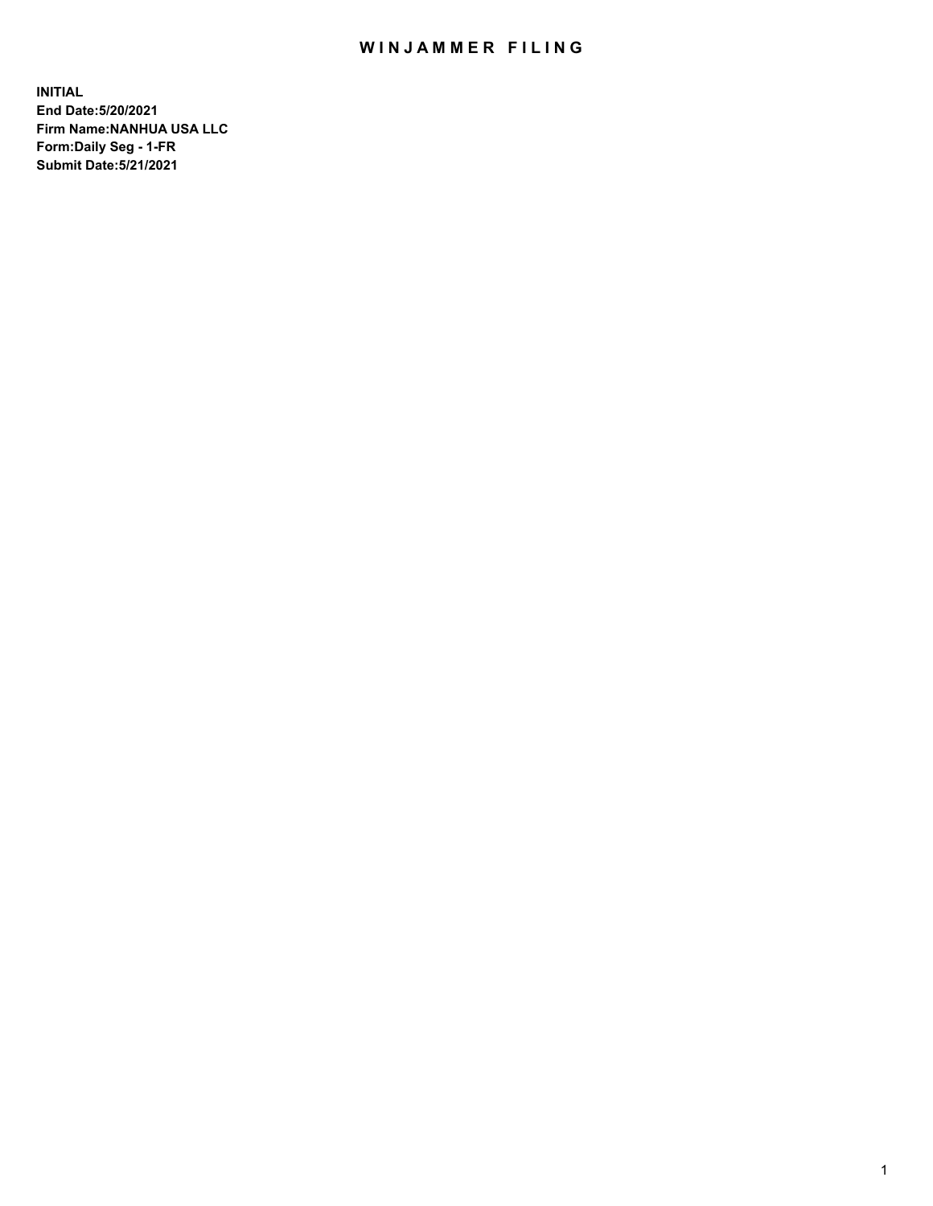# WINJAMMER FILING

**INITIAL**
**End Date:5/20/2021**
**Firm Name:NANHUA USA LLC**
**Form:Daily Seg - 1-FR**
**Submit Date:5/21/2021**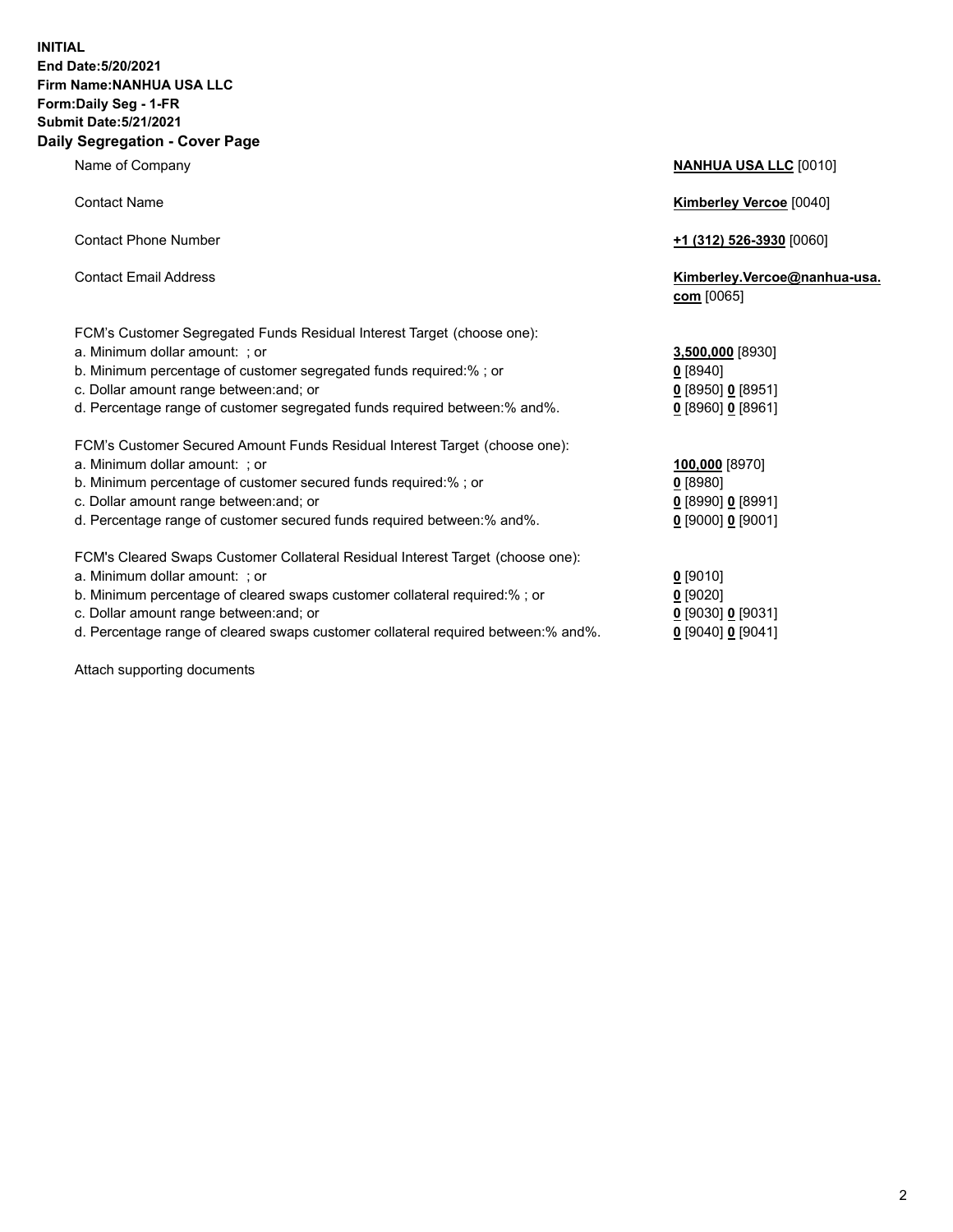**INITIAL**
**End Date:5/20/2021**
**Firm Name:NANHUA USA LLC**
**Form:Daily Seg - 1-FR**
**Submit Date:5/21/2021**

## Daily Segregation - Cover Page

| | |
|---|---|
| Name of Company | **NANHUA USA LLC** [0010] |
| Contact Name | **Kimberley Vercoe** [0040] |
| Contact Phone Number | **+1 (312) 526-3930** [0060] |
| Contact Email Address | **Kimberley.Vercoe@nanhua-usa.com** [0065] |
| FCM's Customer Segregated Funds Residual Interest Target (choose one): | |
| a. Minimum dollar amount: ; or | **3,500,000** [8930] |
| b. Minimum percentage of customer segregated funds required:% ; or | **0** [8940] |
| c. Dollar amount range between:and; or | **0** [8950] **0** [8951] |
| d. Percentage range of customer segregated funds required between:% and%. | **0** [8960] **0** [8961] |
| FCM's Customer Secured Amount Funds Residual Interest Target (choose one): | |
| a. Minimum dollar amount: ; or | **100,000** [8970] |
| b. Minimum percentage of customer secured funds required:% ; or | **0** [8980] |
| c. Dollar amount range between:and; or | **0** [8990] **0** [8991] |
| d. Percentage range of customer secured funds required between:% and%. | **0** [9000] **0** [9001] |
| FCM's Cleared Swaps Customer Collateral Residual Interest Target (choose one): | |
| a. Minimum dollar amount: ; or | **0** [9010] |
| b. Minimum percentage of cleared swaps customer collateral required:% ; or | **0** [9020] |
| c. Dollar amount range between:and; or | **0** [9030] **0** [9031] |
| d. Percentage range of cleared swaps customer collateral required between:% and%. | **0** [9040] **0** [9041] |

Attach supporting documents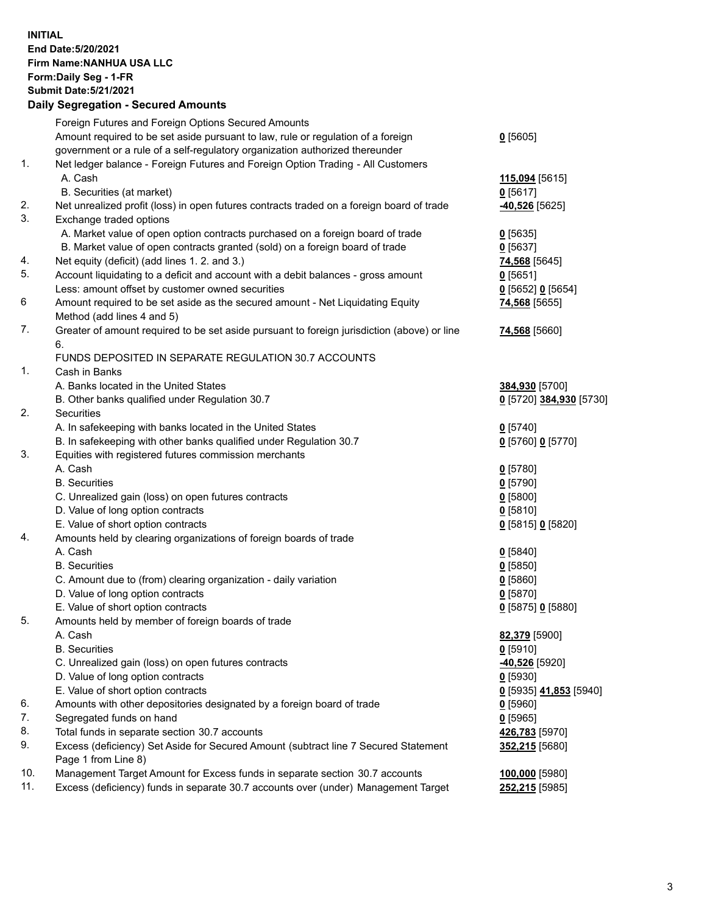**INITIAL**
**End Date:5/20/2021**
**Firm Name:NANHUA USA LLC**
**Form:Daily Seg - 1-FR**
**Submit Date:5/21/2021**

## Daily Segregation - Secured Amounts

| | | |
|---|---|---|
| | Foreign Futures and Foreign Options Secured Amounts | |
| | Amount required to be set aside pursuant to law, rule or regulation of a foreign government or a rule of a self-regulatory organization authorized thereunder | **0** [5605] |
| 1. | Net ledger balance - Foreign Futures and Foreign Option Trading - All Customers | |
| | A. Cash | **115,094** [5615] |
| | B. Securities (at market) | **0** [5617] |
| 2. | Net unrealized profit (loss) in open futures contracts traded on a foreign board of trade | **-40,526** [5625] |
| 3. | Exchange traded options | |
| | A. Market value of open option contracts purchased on a foreign board of trade | **0** [5635] |
| | B. Market value of open contracts granted (sold) on a foreign board of trade | **0** [5637] |
| 4. | Net equity (deficit) (add lines 1. 2. and 3.) | **74,568** [5645] |
| 5. | Account liquidating to a deficit and account with a debit balances - gross amount | **0** [5651] |
| | Less: amount offset by customer owned securities | **0** [5652] **0** [5654] |
| 6 | Amount required to be set aside as the secured amount - Net Liquidating Equity Method (add lines 4 and 5) | **74,568** [5655] |
| 7. | Greater of amount required to be set aside pursuant to foreign jurisdiction (above) or line 6. | **74,568** [5660] |
| | FUNDS DEPOSITED IN SEPARATE REGULATION 30.7 ACCOUNTS | |
| 1. | Cash in Banks | |
| | A. Banks located in the United States | **384,930** [5700] |
| | B. Other banks qualified under Regulation 30.7 | **0** [5720] **384,930** [5730] |
| 2. | Securities | |
| | A. In safekeeping with banks located in the United States | **0** [5740] |
| | B. In safekeeping with other banks qualified under Regulation 30.7 | **0** [5760] **0** [5770] |
| 3. | Equities with registered futures commission merchants | |
| | A. Cash | **0** [5780] |
| | B. Securities | **0** [5790] |
| | C. Unrealized gain (loss) on open futures contracts | **0** [5800] |
| | D. Value of long option contracts | **0** [5810] |
| | E. Value of short option contracts | **0** [5815] **0** [5820] |
| 4. | Amounts held by clearing organizations of foreign boards of trade | |
| | A. Cash | **0** [5840] |
| | B. Securities | **0** [5850] |
| | C. Amount due to (from) clearing organization - daily variation | **0** [5860] |
| | D. Value of long option contracts | **0** [5870] |
| | E. Value of short option contracts | **0** [5875] **0** [5880] |
| 5. | Amounts held by member of foreign boards of trade | |
| | A. Cash | **82,379** [5900] |
| | B. Securities | **0** [5910] |
| | C. Unrealized gain (loss) on open futures contracts | **-40,526** [5920] |
| | D. Value of long option contracts | **0** [5930] |
| | E. Value of short option contracts | **0** [5935] **41,853** [5940] |
| 6. | Amounts with other depositories designated by a foreign board of trade | **0** [5960] |
| 7. | Segregated funds on hand | **0** [5965] |
| 8. | Total funds in separate section 30.7 accounts | **426,783** [5970] |
| 9. | Excess (deficiency) Set Aside for Secured Amount (subtract line 7 Secured Statement Page 1 from Line 8) | **352,215** [5680] |
| 10. | Management Target Amount for Excess funds in separate section 30.7 accounts | **100,000** [5980] |
| 11. | Excess (deficiency) funds in separate 30.7 accounts over (under) Management Target | **252,215** [5985] |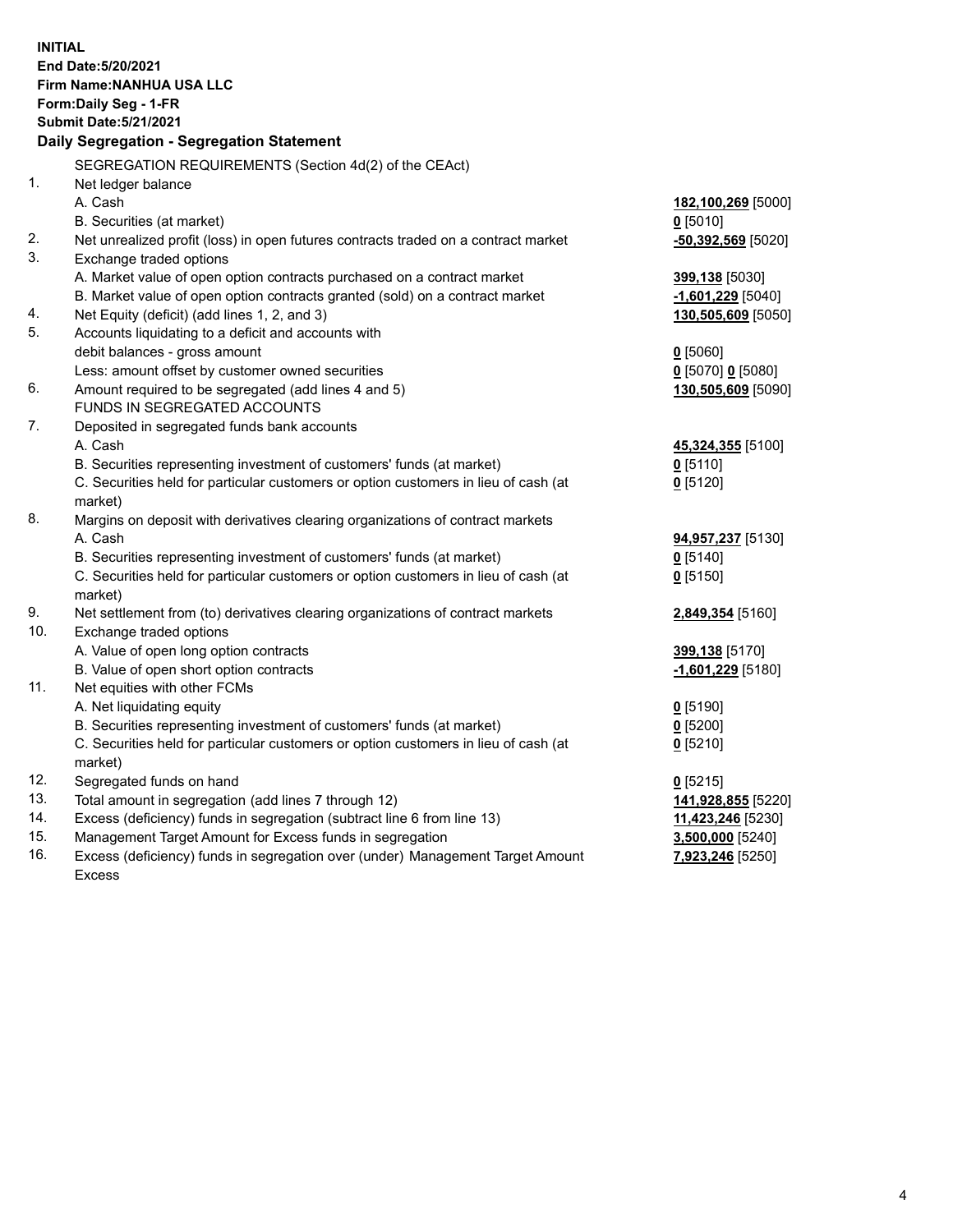**INITIAL**
**End Date:5/20/2021**
**Firm Name:NANHUA USA LLC**
**Form:Daily Seg - 1-FR**
**Submit Date:5/21/2021**

## Daily Segregation - Segregation Statement

| | | |
|---|---|---|
| | SEGREGATION REQUIREMENTS (Section 4d(2) of the CEAct) | |
| 1. | Net ledger balance | |
| | A. Cash | **182,100,269** [5000] |
| | B. Securities (at market) | **0** [5010] |
| 2. | Net unrealized profit (loss) in open futures contracts traded on a contract market | **-50,392,569** [5020] |
| 3. | Exchange traded options | |
| | A. Market value of open option contracts purchased on a contract market | **399,138** [5030] |
| | B. Market value of open option contracts granted (sold) on a contract market | **-1,601,229** [5040] |
| 4. | Net Equity (deficit) (add lines 1, 2, and 3) | **130,505,609** [5050] |
| 5. | Accounts liquidating to a deficit and accounts with debit balances - gross amount | **0** [5060] |
| | Less: amount offset by customer owned securities | **0** [5070] **0** [5080] |
| 6. | Amount required to be segregated (add lines 4 and 5) | **130,505,609** [5090] |
| | FUNDS IN SEGREGATED ACCOUNTS | |
| 7. | Deposited in segregated funds bank accounts | |
| | A. Cash | **45,324,355** [5100] |
| | B. Securities representing investment of customers' funds (at market) | **0** [5110] |
| | C. Securities held for particular customers or option customers in lieu of cash (at market) | **0** [5120] |
| 8. | Margins on deposit with derivatives clearing organizations of contract markets | |
| | A. Cash | **94,957,237** [5130] |
| | B. Securities representing investment of customers' funds (at market) | **0** [5140] |
| | C. Securities held for particular customers or option customers in lieu of cash (at market) | **0** [5150] |
| 9. | Net settlement from (to) derivatives clearing organizations of contract markets | **2,849,354** [5160] |
| 10. | Exchange traded options | |
| | A. Value of open long option contracts | **399,138** [5170] |
| | B. Value of open short option contracts | **-1,601,229** [5180] |
| 11. | Net equities with other FCMs | |
| | A. Net liquidating equity | **0** [5190] |
| | B. Securities representing investment of customers' funds (at market) | **0** [5200] |
| | C. Securities held for particular customers or option customers in lieu of cash (at market) | **0** [5210] |
| 12. | Segregated funds on hand | **0** [5215] |
| 13. | Total amount in segregation (add lines 7 through 12) | **141,928,855** [5220] |
| 14. | Excess (deficiency) funds in segregation (subtract line 6 from line 13) | **11,423,246** [5230] |
| 15. | Management Target Amount for Excess funds in segregation | **3,500,000** [5240] |
| 16. | Excess (deficiency) funds in segregation over (under) Management Target Amount Excess | **7,923,246** [5250] |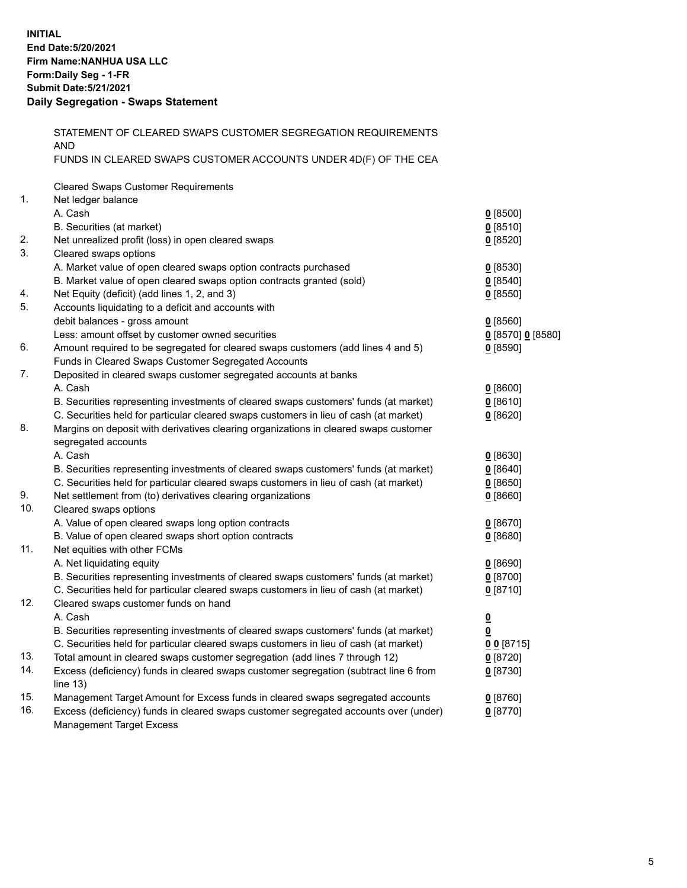**INITIAL**
**End Date:5/20/2021**
**Firm Name:NANHUA USA LLC**
**Form:Daily Seg - 1-FR**
**Submit Date:5/21/2021**
**Daily Segregation - Swaps Statement**

STATEMENT OF CLEARED SWAPS CUSTOMER SEGREGATION REQUIREMENTS AND FUNDS IN CLEARED SWAPS CUSTOMER ACCOUNTS UNDER 4D(F) OF THE CEA

| | | |
|---|---|---|
| | Cleared Swaps Customer Requirements | |
| 1. | Net ledger balance | |
| | A. Cash | 0 [8500] |
| | B. Securities (at market) | 0 [8510] |
| 2. | Net unrealized profit (loss) in open cleared swaps | 0 [8520] |
| 3. | Cleared swaps options | |
| | A. Market value of open cleared swaps option contracts purchased | 0 [8530] |
| | B. Market value of open cleared swaps option contracts granted (sold) | 0 [8540] |
| 4. | Net Equity (deficit) (add lines 1, 2, and 3) | 0 [8550] |
| 5. | Accounts liquidating to a deficit and accounts with debit balances - gross amount | 0 [8560] |
| | Less: amount offset by customer owned securities | 0 [8570] 0 [8580] |
| 6. | Amount required to be segregated for cleared swaps customers (add lines 4 and 5) | 0 [8590] |
| | Funds in Cleared Swaps Customer Segregated Accounts | |
| 7. | Deposited in cleared swaps customer segregated accounts at banks | |
| | A. Cash | 0 [8600] |
| | B. Securities representing investments of cleared swaps customers' funds (at market) | 0 [8610] |
| | C. Securities held for particular cleared swaps customers in lieu of cash (at market) | 0 [8620] |
| 8. | Margins on deposit with derivatives clearing organizations in cleared swaps customer segregated accounts | |
| | A. Cash | 0 [8630] |
| | B. Securities representing investments of cleared swaps customers' funds (at market) | 0 [8640] |
| | C. Securities held for particular cleared swaps customers in lieu of cash (at market) | 0 [8650] |
| 9. | Net settlement from (to) derivatives clearing organizations | 0 [8660] |
| 10. | Cleared swaps options | |
| | A. Value of open cleared swaps long option contracts | 0 [8670] |
| | B. Value of open cleared swaps short option contracts | 0 [8680] |
| 11. | Net equities with other FCMs | |
| | A. Net liquidating equity | 0 [8690] |
| | B. Securities representing investments of cleared swaps customers' funds (at market) | 0 [8700] |
| | C. Securities held for particular cleared swaps customers in lieu of cash (at market) | 0 [8710] |
| 12. | Cleared swaps customer funds on hand | |
| | A. Cash | 0 |
| | B. Securities representing investments of cleared swaps customers' funds (at market) | 0 |
| | C. Securities held for particular cleared swaps customers in lieu of cash (at market) | 0 0 [8715] |
| 13. | Total amount in cleared swaps customer segregation (add lines 7 through 12) | 0 [8720] |
| 14. | Excess (deficiency) funds in cleared swaps customer segregation (subtract line 6 from line 13) | 0 [8730] |
| 15. | Management Target Amount for Excess funds in cleared swaps segregated accounts | 0 [8760] |
| 16. | Excess (deficiency) funds in cleared swaps customer segregated accounts over (under) Management Target Excess | 0 [8770] |